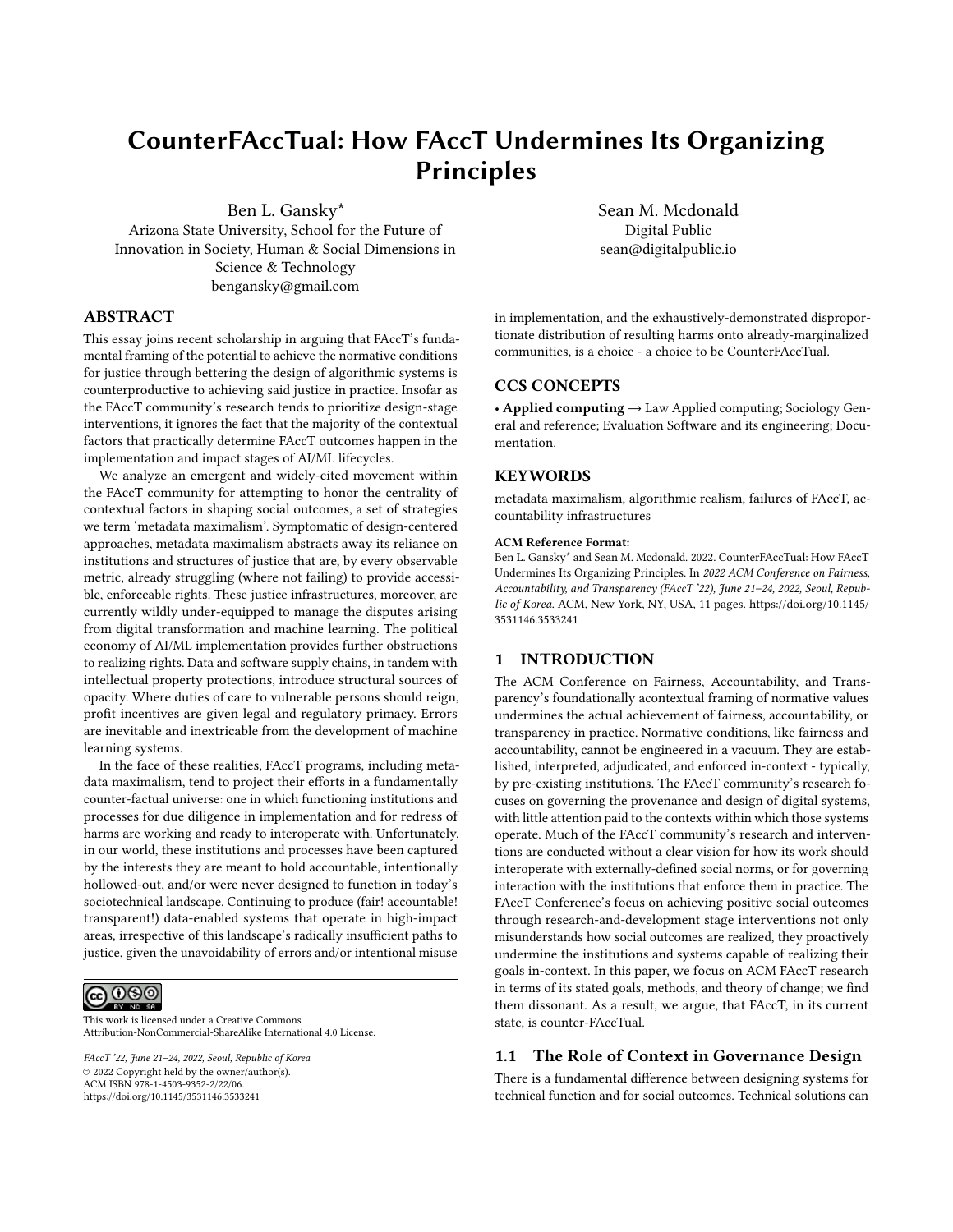# CounterFAccTual: How FAccT Undermines Its Organizing Principles

Ben L. Gansky*
Arizona State University, School for the Future of Innovation in Society, Human & Social Dimensions in Science & Technology
bengansky@gmail.com

Sean M. Mcdonald
Digital Public
sean@digitalpublic.io

## ABSTRACT

This essay joins recent scholarship in arguing that FAccT's fundamental framing of the potential to achieve the normative conditions for justice through bettering the design of algorithmic systems is counterproductive to achieving said justice in practice. Insofar as the FAccT community's research tends to prioritize design-stage interventions, it ignores the fact that the majority of the contextual factors that practically determine FAccT outcomes happen in the implementation and impact stages of AI/ML lifecycles.

We analyze an emergent and widely-cited movement within the FAccT community for attempting to honor the centrality of contextual factors in shaping social outcomes, a set of strategies we term 'metadata maximalism'. Symptomatic of design-centered approaches, metadata maximalism abstracts away its reliance on institutions and structures of justice that are, by every observable metric, already struggling (where not failing) to provide accessible, enforceable rights. These justice infrastructures, moreover, are currently wildly under-equipped to manage the disputes arising from digital transformation and machine learning. The political economy of AI/ML implementation provides further obstructions to realizing rights. Data and software supply chains, in tandem with intellectual property protections, introduce structural sources of opacity. Where duties of care to vulnerable persons should reign, profit incentives are given legal and regulatory primacy. Errors are inevitable and inextricable from the development of machine learning systems.

In the face of these realities, FAccT programs, including metadata maximalism, tend to project their efforts in a fundamentally counter-factual universe: one in which functioning institutions and processes for due diligence in implementation and for redress of harms are working and ready to interoperate with. Unfortunately, in our world, these institutions and processes have been captured by the interests they are meant to hold accountable, intentionally hollowed-out, and/or were never designed to function in today's sociotechnical landscape. Continuing to produce (fair! accountable! transparent!) data-enabled systems that operate in high-impact areas, irrespective of this landscape's radically insufficient paths to justice, given the unavoidability of errors and/or intentional misuse in implementation, and the exhaustively-demonstrated disproportionate distribution of resulting harms onto already-marginalized communities, is a choice - a choice to be CounterFAccTual.

## CCS CONCEPTS

• **Applied computing** → Law Applied computing; Sociology General and reference; Evaluation Software and its engineering; Documentation.

## KEYWORDS

metadata maximalism, algorithmic realism, failures of FAccT, accountability infrastructures

**ACM Reference Format:**
Ben L. Gansky* and Sean M. Mcdonald. 2022. CounterFAccTual: How FAccT Undermines Its Organizing Principles. In *2022 ACM Conference on Fairness, Accountability, and Transparency (FAccT '22), June 21–24, 2022, Seoul, Republic of Korea.* ACM, New York, NY, USA, 11 pages. https://doi.org/10.1145/3531146.3533241

This work is licensed under a Creative Commons Attribution-NonCommercial-ShareAlike International 4.0 License.

*FAccT '22, June 21–24, 2022, Seoul, Republic of Korea*
© 2022 Copyright held by the owner/author(s).
ACM ISBN 978-1-4503-9352-2/22/06.
https://doi.org/10.1145/3531146.3533241

## 1 INTRODUCTION

The ACM Conference on Fairness, Accountability, and Transparency's foundationally acontextual framing of normative values undermines the actual achievement of fairness, accountability, or transparency in practice. Normative conditions, like fairness and accountability, cannot be engineered in a vacuum. They are established, interpreted, adjudicated, and enforced in-context - typically, by pre-existing institutions. The FAccT community's research focuses on governing the provenance and design of digital systems, with little attention paid to the contexts within which those systems operate. Much of the FAccT community's research and interventions are conducted without a clear vision for how its work should interoperate with externally-defined social norms, or for governing interaction with the institutions that enforce them in practice. The FAccT Conference's focus on achieving positive social outcomes through research-and-development stage interventions not only misunderstands how social outcomes are realized, they proactively undermine the institutions and systems capable of realizing their goals in-context. In this paper, we focus on ACM FAccT research in terms of its stated goals, methods, and theory of change; we find them dissonant. As a result, we argue, that FAccT, in its current state, is counter-FAccTual.

### 1.1 The Role of Context in Governance Design

There is a fundamental difference between designing systems for technical function and for social outcomes. Technical solutions can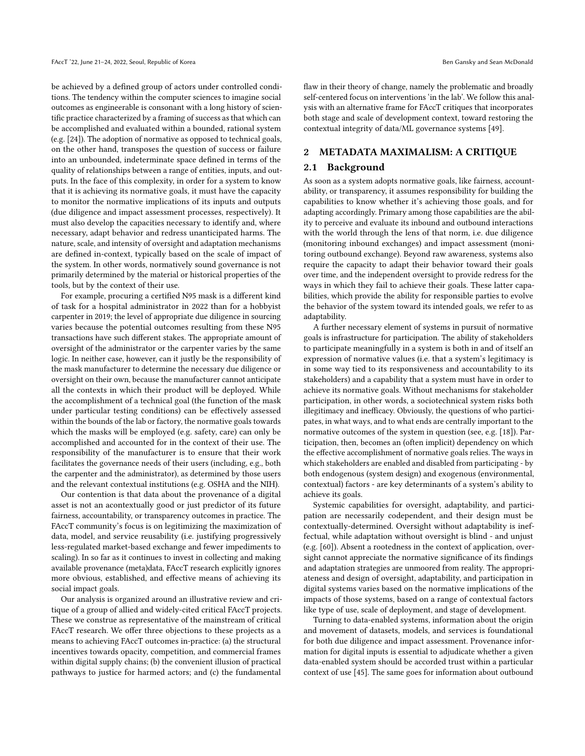be achieved by a defined group of actors under controlled conditions. The tendency within the computer sciences to imagine social outcomes as engineerable is consonant with a long history of scientific practice characterized by a framing of success as that which can be accomplished and evaluated within a bounded, rational system (e.g. [24]). The adoption of normative as opposed to technical goals, on the other hand, transposes the question of success or failure into an unbounded, indeterminate space defined in terms of the quality of relationships between a range of entities, inputs, and outputs. In the face of this complexity, in order for a system to know that it is achieving its normative goals, it must have the capacity to monitor the normative implications of its inputs and outputs (due diligence and impact assessment processes, respectively). It must also develop the capacities necessary to identify and, where necessary, adapt behavior and redress unanticipated harms. The nature, scale, and intensity of oversight and adaptation mechanisms are defined in-context, typically based on the scale of impact of the system. In other words, normatively sound governance is not primarily determined by the material or historical properties of the tools, but by the context of their use.

For example, procuring a certified N95 mask is a different kind of task for a hospital administrator in 2022 than for a hobbyist carpenter in 2019; the level of appropriate due diligence in sourcing varies because the potential outcomes resulting from these N95 transactions have such different stakes. The appropriate amount of oversight of the administrator or the carpenter varies by the same logic. In neither case, however, can it justly be the responsibility of the mask manufacturer to determine the necessary due diligence or oversight on their own, because the manufacturer cannot anticipate all the contexts in which their product will be deployed. While the accomplishment of a technical goal (the function of the mask under particular testing conditions) can be effectively assessed within the bounds of the lab or factory, the normative goals towards which the masks will be employed (e.g. safety, care) can only be accomplished and accounted for in the context of their use. The responsibility of the manufacturer is to ensure that their work facilitates the governance needs of their users (including, e.g., both the carpenter and the administrator), as determined by those users and the relevant contextual institutions (e.g. OSHA and the NIH).

Our contention is that data about the provenance of a digital asset is not an acontextually good or just predictor of its future fairness, accountability, or transparency outcomes in practice. The FAccT community's focus is on legitimizing the maximization of data, model, and service reusability (i.e. justifying progressively less-regulated market-based exchange and fewer impediments to scaling). In so far as it continues to invest in collecting and making available provenance (meta)data, FAccT research explicitly ignores more obvious, established, and effective means of achieving its social impact goals.

Our analysis is organized around an illustrative review and critique of a group of allied and widely-cited critical FAccT projects. These we construe as representative of the mainstream of critical FAccT research. We offer three objections to these projects as a means to achieving FAccT outcomes in-practice: (a) the structural incentives towards opacity, competition, and commercial frames within digital supply chains; (b) the convenient illusion of practical pathways to justice for harmed actors; and (c) the fundamental flaw in their theory of change, namely the problematic and broadly self-centered focus on interventions 'in the lab'. We follow this analysis with an alternative frame for FAccT critiques that incorporates both stage and scale of development context, toward restoring the contextual integrity of data/ML governance systems [49].

## 2 METADATA MAXIMALISM: A CRITIQUE

### 2.1 Background

As soon as a system adopts normative goals, like fairness, accountability, or transparency, it assumes responsibility for building the capabilities to know whether it's achieving those goals, and for adapting accordingly. Primary among those capabilities are the ability to perceive and evaluate its inbound and outbound interactions with the world through the lens of that norm, i.e. due diligence (monitoring inbound exchanges) and impact assessment (monitoring outbound exchange). Beyond raw awareness, systems also require the capacity to adapt their behavior toward their goals over time, and the independent oversight to provide redress for the ways in which they fail to achieve their goals. These latter capabilities, which provide the ability for responsible parties to evolve the behavior of the system toward its intended goals, we refer to as adaptability.

A further necessary element of systems in pursuit of normative goals is infrastructure for participation. The ability of stakeholders to participate meaningfully in a system is both in and of itself an expression of normative values (i.e. that a system's legitimacy is in some way tied to its responsiveness and accountability to its stakeholders) and a capability that a system must have in order to achieve its normative goals. Without mechanisms for stakeholder participation, in other words, a sociotechnical system risks both illegitimacy and inefficacy. Obviously, the questions of who participates, in what ways, and to what ends are centrally important to the normative outcomes of the system in question (see, e.g. [18]). Participation, then, becomes an (often implicit) dependency on which the effective accomplishment of normative goals relies. The ways in which stakeholders are enabled and disabled from participating - by both endogenous (system design) and exogenous (environmental, contextual) factors - are key determinants of a system's ability to achieve its goals.

Systemic capabilities for oversight, adaptability, and participation are necessarily codependent, and their design must be contextually-determined. Oversight without adaptability is ineffectual, while adaptation without oversight is blind - and unjust (e.g. [60]). Absent a rootedness in the context of application, oversight cannot appreciate the normative significance of its findings and adaptation strategies are unmoored from reality. The appropriateness and design of oversight, adaptability, and participation in digital systems varies based on the normative implications of the impacts of those systems, based on a range of contextual factors like type of use, scale of deployment, and stage of development.

Turning to data-enabled systems, information about the origin and movement of datasets, models, and services is foundational for both due diligence and impact assessment. Provenance information for digital inputs is essential to adjudicate whether a given data-enabled system should be accorded trust within a particular context of use [45]. The same goes for information about outbound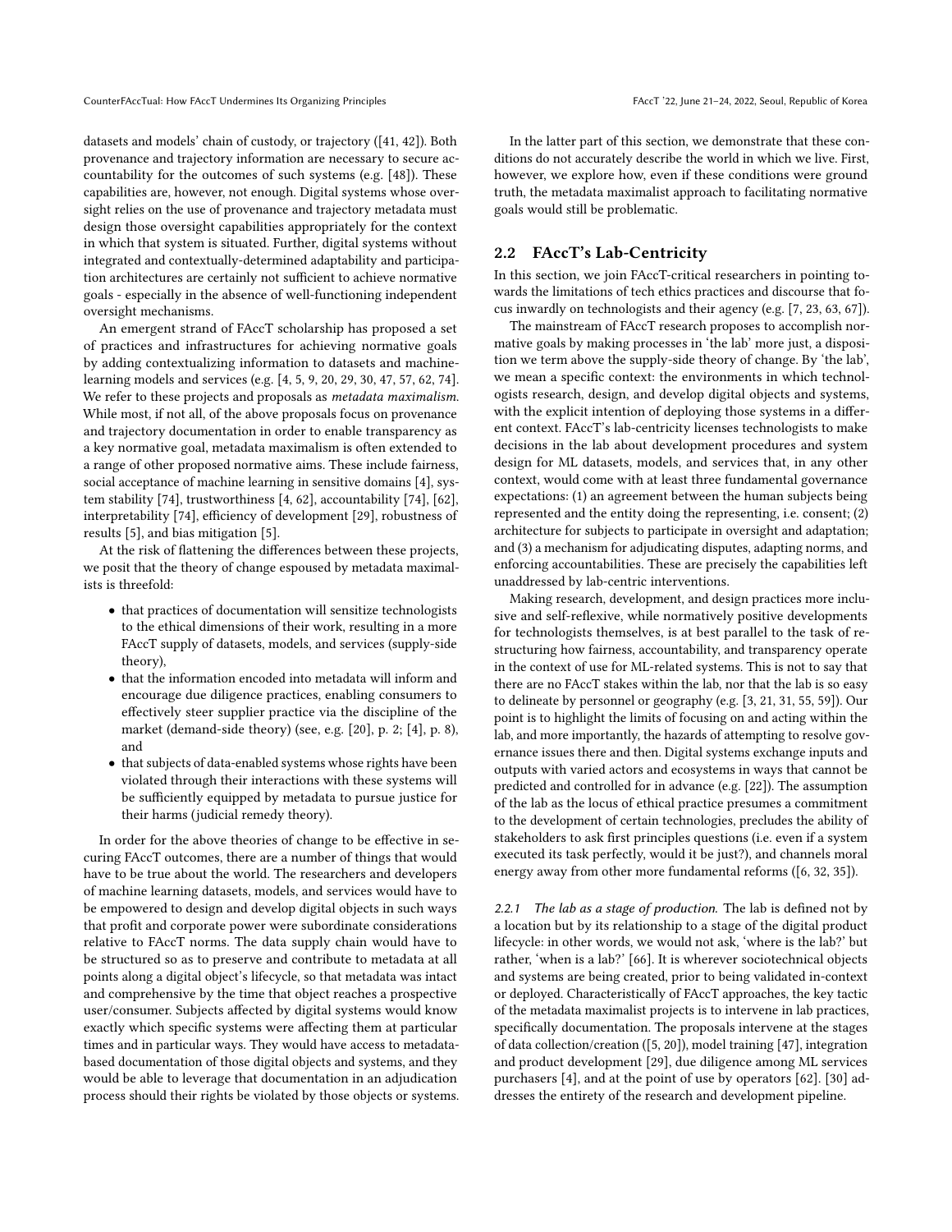datasets and models' chain of custody, or trajectory ([41, 42]). Both provenance and trajectory information are necessary to secure accountability for the outcomes of such systems (e.g. [48]). These capabilities are, however, not enough. Digital systems whose oversight relies on the use of provenance and trajectory metadata must design those oversight capabilities appropriately for the context in which that system is situated. Further, digital systems without integrated and contextually-determined adaptability and participation architectures are certainly not sufficient to achieve normative goals - especially in the absence of well-functioning independent oversight mechanisms.

An emergent strand of FAccT scholarship has proposed a set of practices and infrastructures for achieving normative goals by adding contextualizing information to datasets and machine-learning models and services (e.g. [4, 5, 9, 20, 29, 30, 47, 57, 62, 74]. We refer to these projects and proposals as *metadata maximalism*. While most, if not all, of the above proposals focus on provenance and trajectory documentation in order to enable transparency as a key normative goal, metadata maximalism is often extended to a range of other proposed normative aims. These include fairness, social acceptance of machine learning in sensitive domains [4], system stability [74], trustworthiness [4, 62], accountability [74], [62], interpretability [74], efficiency of development [29], robustness of results [5], and bias mitigation [5].

At the risk of flattening the differences between these projects, we posit that the theory of change espoused by metadata maximalists is threefold:

- that practices of documentation will sensitize technologists to the ethical dimensions of their work, resulting in a more FAccT supply of datasets, models, and services (supply-side theory),
- that the information encoded into metadata will inform and encourage due diligence practices, enabling consumers to effectively steer supplier practice via the discipline of the market (demand-side theory) (see, e.g. [20], p. 2; [4], p. 8), and
- that subjects of data-enabled systems whose rights have been violated through their interactions with these systems will be sufficiently equipped by metadata to pursue justice for their harms (judicial remedy theory).

In order for the above theories of change to be effective in securing FAccT outcomes, there are a number of things that would have to be true about the world. The researchers and developers of machine learning datasets, models, and services would have to be empowered to design and develop digital objects in such ways that profit and corporate power were subordinate considerations relative to FAccT norms. The data supply chain would have to be structured so as to preserve and contribute to metadata at all points along a digital object's lifecycle, so that metadata was intact and comprehensive by the time that object reaches a prospective user/consumer. Subjects affected by digital systems would know exactly which specific systems were affecting them at particular times and in particular ways. They would have access to metadata-based documentation of those digital objects and systems, and they would be able to leverage that documentation in an adjudication process should their rights be violated by those objects or systems.

In the latter part of this section, we demonstrate that these conditions do not accurately describe the world in which we live. First, however, we explore how, even if these conditions were ground truth, the metadata maximalist approach to facilitating normative goals would still be problematic.

## 2.2 FAccT's Lab-Centricity

In this section, we join FAccT-critical researchers in pointing towards the limitations of tech ethics practices and discourse that focus inwardly on technologists and their agency (e.g. [7, 23, 63, 67]).

The mainstream of FAccT research proposes to accomplish normative goals by making processes in 'the lab' more just, a disposition we term above the supply-side theory of change. By 'the lab', we mean a specific context: the environments in which technologists research, design, and develop digital objects and systems, with the explicit intention of deploying those systems in a different context. FAccT's lab-centricity licenses technologists to make decisions in the lab about development procedures and system design for ML datasets, models, and services that, in any other context, would come with at least three fundamental governance expectations: (1) an agreement between the human subjects being represented and the entity doing the representing, i.e. consent; (2) architecture for subjects to participate in oversight and adaptation; and (3) a mechanism for adjudicating disputes, adapting norms, and enforcing accountabilities. These are precisely the capabilities left unaddressed by lab-centric interventions.

Making research, development, and design practices more inclusive and self-reflexive, while normatively positive developments for technologists themselves, is at best parallel to the task of restructuring how fairness, accountability, and transparency operate in the context of use for ML-related systems. This is not to say that there are no FAccT stakes within the lab, nor that the lab is so easy to delineate by personnel or geography (e.g. [3, 21, 31, 55, 59]). Our point is to highlight the limits of focusing on and acting within the lab, and more importantly, the hazards of attempting to resolve governance issues there and then. Digital systems exchange inputs and outputs with varied actors and ecosystems in ways that cannot be predicted and controlled for in advance (e.g. [22]). The assumption of the lab as the locus of ethical practice presumes a commitment to the development of certain technologies, precludes the ability of stakeholders to ask first principles questions (i.e. even if a system executed its task perfectly, would it be just?), and channels moral energy away from other more fundamental reforms ([6, 32, 35]).

*2.2.1 The lab as a stage of production.* The lab is defined not by a location but by its relationship to a stage of the digital product lifecycle: in other words, we would not ask, 'where is the lab?' but rather, 'when is a lab?' [66]. It is wherever sociotechnical objects and systems are being created, prior to being validated in-context or deployed. Characteristically of FAccT approaches, the key tactic of the metadata maximalist projects is to intervene in lab practices, specifically documentation. The proposals intervene at the stages of data collection/creation ([5, 20]), model training [47], integration and product development [29], due diligence among ML services purchasers [4], and at the point of use by operators [62]. [30] addresses the entirety of the research and development pipeline.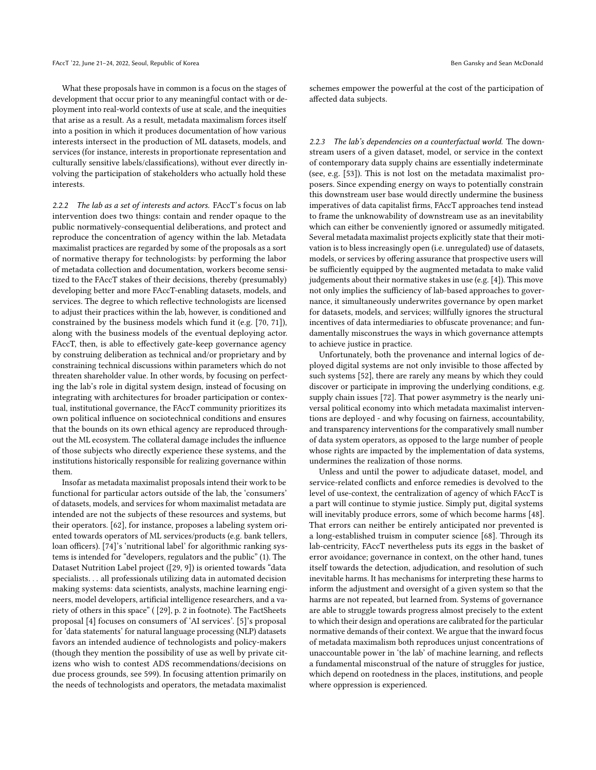What these proposals have in common is a focus on the stages of development that occur prior to any meaningful contact with or deployment into real-world contexts of use at scale, and the inequities that arise as a result. As a result, metadata maximalism forces itself into a position in which it produces documentation of how various interests intersect in the production of ML datasets, models, and services (for instance, interests in proportionate representation and culturally sensitive labels/classifications), without ever directly involving the participation of stakeholders who actually hold these interests.

*2.2.2 The lab as a set of interests and actors.* FAccT's focus on lab intervention does two things: contain and render opaque to the public normatively-consequential deliberations, and protect and reproduce the concentration of agency within the lab. Metadata maximalist practices are regarded by some of the proposals as a sort of normative therapy for technologists: by performing the labor of metadata collection and documentation, workers become sensitized to the FAccT stakes of their decisions, thereby (presumably) developing better and more FAccT-enabling datasets, models, and services. The degree to which reflective technologists are licensed to adjust their practices within the lab, however, is conditioned and constrained by the business models which fund it (e.g. [70, 71]), along with the business models of the eventual deploying actor. FAccT, then, is able to effectively gate-keep governance agency by construing deliberation as technical and/or proprietary and by constraining technical discussions within parameters which do not threaten shareholder value. In other words, by focusing on perfecting the lab's role in digital system design, instead of focusing on integrating with architectures for broader participation or contextual, institutional governance, the FAccT community prioritizes its own political influence on sociotechnical conditions and ensures that the bounds on its own ethical agency are reproduced throughout the ML ecosystem. The collateral damage includes the influence of those subjects who directly experience these systems, and the institutions historically responsible for realizing governance within them.

Insofar as metadata maximalist proposals intend their work to be functional for particular actors outside of the lab, the 'consumers' of datasets, models, and services for whom maximalist metadata are intended are not the subjects of these resources and systems, but their operators. [62], for instance, proposes a labeling system oriented towards operators of ML services/products (e.g. bank tellers, loan officers). [74]'s 'nutritional label' for algorithmic ranking systems is intended for "developers, regulators and the public" (1). The Dataset Nutrition Label project ([29, 9]) is oriented towards "data specialists. . . all professionals utilizing data in automated decision making systems: data scientists, analysts, machine learning engineers, model developers, artificial intelligence researchers, and a variety of others in this space" ( [29], p. 2 in footnote). The FactSheets proposal [4] focuses on consumers of 'AI services'. [5]'s proposal for 'data statements' for natural language processing (NLP) datasets favors an intended audience of technologists and policy-makers (though they mention the possibility of use as well by private citizens who wish to contest ADS recommendations/decisions on due process grounds, see 599). In focusing attention primarily on the needs of technologists and operators, the metadata maximalist schemes empower the powerful at the cost of the participation of affected data subjects.

*2.2.3 The lab's dependencies on a counterfactual world.* The downstream users of a given dataset, model, or service in the context of contemporary data supply chains are essentially indeterminate (see, e.g. [53]). This is not lost on the metadata maximalist proposers. Since expending energy on ways to potentially constrain this downstream user base would directly undermine the business imperatives of data capitalist firms, FAccT approaches tend instead to frame the unknowability of downstream use as an inevitability which can either be conveniently ignored or assumedly mitigated. Several metadata maximalist projects explicitly state that their motivation is to bless increasingly open (i.e. unregulated) use of datasets, models, or services by offering assurance that prospective users will be sufficiently equipped by the augmented metadata to make valid judgements about their normative stakes in use (e.g. [4]). This move not only implies the sufficiency of lab-based approaches to governance, it simultaneously underwrites governance by open market for datasets, models, and services; willfully ignores the structural incentives of data intermediaries to obfuscate provenance; and fundamentally misconstrues the ways in which governance attempts to achieve justice in practice.

Unfortunately, both the provenance and internal logics of deployed digital systems are not only invisible to those affected by such systems [52], there are rarely any means by which they could discover or participate in improving the underlying conditions, e.g. supply chain issues [72]. That power asymmetry is the nearly universal political economy into which metadata maximalist interventions are deployed - and why focusing on fairness, accountability, and transparency interventions for the comparatively small number of data system operators, as opposed to the large number of people whose rights are impacted by the implementation of data systems, undermines the realization of those norms.

Unless and until the power to adjudicate dataset, model, and service-related conflicts and enforce remedies is devolved to the level of use-context, the centralization of agency of which FAccT is a part will continue to stymie justice. Simply put, digital systems will inevitably produce errors, some of which become harms [48]. That errors can neither be entirely anticipated nor prevented is a long-established truism in computer science [68]. Through its lab-centricity, FAccT nevertheless puts its eggs in the basket of error avoidance; governance in context, on the other hand, tunes itself towards the detection, adjudication, and resolution of such inevitable harms. It has mechanisms for interpreting these harms to inform the adjustment and oversight of a given system so that the harms are not repeated, but learned from. Systems of governance are able to struggle towards progress almost precisely to the extent to which their design and operations are calibrated for the particular normative demands of their context. We argue that the inward focus of metadata maximalism both reproduces unjust concentrations of unaccountable power in 'the lab' of machine learning, and reflects a fundamental misconstrual of the nature of struggles for justice, which depend on rootedness in the places, institutions, and people where oppression is experienced.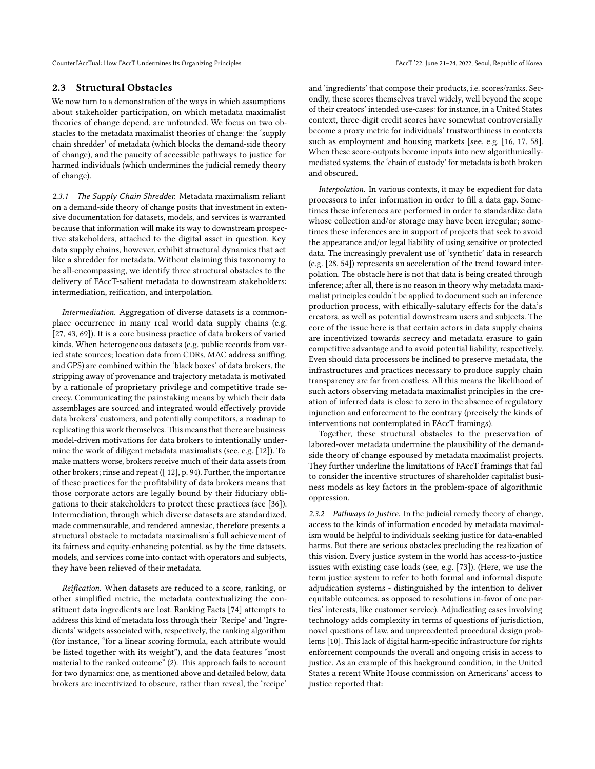### 2.3 Structural Obstacles

We now turn to a demonstration of the ways in which assumptions about stakeholder participation, on which metadata maximalist theories of change depend, are unfounded. We focus on two obstacles to the metadata maximalist theories of change: the 'supply chain shredder' of metadata (which blocks the demand-side theory of change), and the paucity of accessible pathways to justice for harmed individuals (which undermines the judicial remedy theory of change).

*2.3.1 The Supply Chain Shredder.* Metadata maximalism reliant on a demand-side theory of change posits that investment in extensive documentation for datasets, models, and services is warranted because that information will make its way to downstream prospective stakeholders, attached to the digital asset in question. Key data supply chains, however, exhibit structural dynamics that act like a shredder for metadata. Without claiming this taxonomy to be all-encompassing, we identify three structural obstacles to the delivery of FAccT-salient metadata to downstream stakeholders: intermediation, reification, and interpolation.

*Intermediation.* Aggregation of diverse datasets is a commonplace occurrence in many real world data supply chains (e.g. [27, 43, 69]). It is a core business practice of data brokers of varied kinds. When heterogeneous datasets (e.g. public records from varied state sources; location data from CDRs, MAC address sniffing, and GPS) are combined within the 'black boxes' of data brokers, the stripping away of provenance and trajectory metadata is motivated by a rationale of proprietary privilege and competitive trade secrecy. Communicating the painstaking means by which their data assemblages are sourced and integrated would effectively provide data brokers' customers, and potentially competitors, a roadmap to replicating this work themselves. This means that there are business model-driven motivations for data brokers to intentionally undermine the work of diligent metadata maximalists (see, e.g. [12]). To make matters worse, brokers receive much of their data assets from other brokers; rinse and repeat ([ 12], p. 94). Further, the importance of these practices for the profitability of data brokers means that those corporate actors are legally bound by their fiduciary obligations to their stakeholders to protect these practices (see [36]). Intermediation, through which diverse datasets are standardized, made commensurable, and rendered amnesiac, therefore presents a structural obstacle to metadata maximalism's full achievement of its fairness and equity-enhancing potential, as by the time datasets, models, and services come into contact with operators and subjects, they have been relieved of their metadata.

*Reification.* When datasets are reduced to a score, ranking, or other simplified metric, the metadata contextualizing the constituent data ingredients are lost. Ranking Facts [74] attempts to address this kind of metadata loss through their 'Recipe' and 'Ingredients' widgets associated with, respectively, the ranking algorithm (for instance, "for a linear scoring formula, each attribute would be listed together with its weight"), and the data features "most material to the ranked outcome" (2). This approach fails to account for two dynamics: one, as mentioned above and detailed below, data brokers are incentivized to obscure, rather than reveal, the 'recipe' and 'ingredients' that compose their products, i.e. scores/ranks. Secondly, these scores themselves travel widely, well beyond the scope of their creators' intended use-cases: for instance, in a United States context, three-digit credit scores have somewhat controversially become a proxy metric for individuals' trustworthiness in contexts such as employment and housing markets [see, e.g. [16, 17, 58]. When these score-outputs become inputs into new algorithmically-mediated systems, the 'chain of custody' for metadata is both broken and obscured.

*Interpolation.* In various contexts, it may be expedient for data processors to infer information in order to fill a data gap. Sometimes these inferences are performed in order to standardize data whose collection and/or storage may have been irregular; sometimes these inferences are in support of projects that seek to avoid the appearance and/or legal liability of using sensitive or protected data. The increasingly prevalent use of 'synthetic' data in research (e.g. [28, 54]) represents an acceleration of the trend toward interpolation. The obstacle here is not that data is being created through inference; after all, there is no reason in theory why metadata maximalist principles couldn't be applied to document such an inference production process, with ethically-salutary effects for the data's creators, as well as potential downstream users and subjects. The core of the issue here is that certain actors in data supply chains are incentivized towards secrecy and metadata erasure to gain competitive advantage and to avoid potential liability, respectively. Even should data processors be inclined to preserve metadata, the infrastructures and practices necessary to produce supply chain transparency are far from costless. All this means the likelihood of such actors observing metadata maximalist principles in the creation of inferred data is close to zero in the absence of regulatory injunction and enforcement to the contrary (precisely the kinds of interventions not contemplated in FAccT framings).

Together, these structural obstacles to the preservation of labored-over metadata undermine the plausibility of the demand-side theory of change espoused by metadata maximalist projects. They further underline the limitations of FAccT framings that fail to consider the incentive structures of shareholder capitalist business models as key factors in the problem-space of algorithmic oppression.

*2.3.2 Pathways to Justice.* In the judicial remedy theory of change, access to the kinds of information encoded by metadata maximalism would be helpful to individuals seeking justice for data-enabled harms. But there are serious obstacles precluding the realization of this vision. Every justice system in the world has access-to-justice issues with existing case loads (see, e.g. [73]). (Here, we use the term justice system to refer to both formal and informal dispute adjudication systems - distinguished by the intention to deliver equitable outcomes, as opposed to resolutions in-favor of one parties' interests, like customer service). Adjudicating cases involving technology adds complexity in terms of questions of jurisdiction, novel questions of law, and unprecedented procedural design problems [10]. This lack of digital harm-specific infrastructure for rights enforcement compounds the overall and ongoing crisis in access to justice. As an example of this background condition, in the United States a recent White House commission on Americans' access to justice reported that: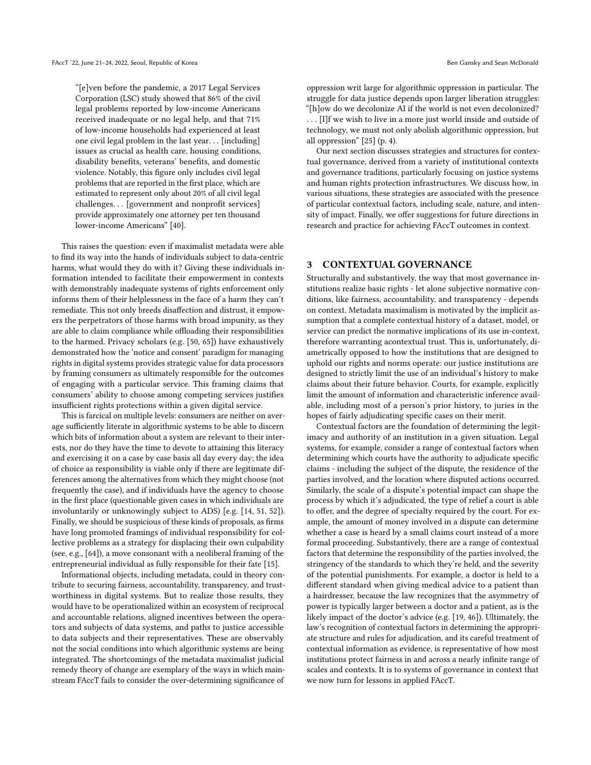> "[e]ven before the pandemic, a 2017 Legal Services Corporation (LSC) study showed that 86% of the civil legal problems reported by low-income Americans received inadequate or no legal help, and that 71% of low-income households had experienced at least one civil legal problem in the last year. . . [including] issues as crucial as health care, housing conditions, disability benefits, veterans' benefits, and domestic violence. Notably, this figure only includes civil legal problems that are reported in the first place, which are estimated to represent only about 20% of all civil legal challenges. . . [government and nonprofit services] provide approximately one attorney per ten thousand lower-income Americans" [40].

This raises the question: even if maximalist metadata were able to find its way into the hands of individuals subject to data-centric harms, what would they do with it? Giving these individuals information intended to facilitate their empowerment in contexts with demonstrably inadequate systems of rights enforcement only informs them of their helplessness in the face of a harm they can't remediate. This not only breeds disaffection and distrust, it empowers the perpetrators of those harms with broad impunity, as they are able to claim compliance while offloading their responsibilities to the harmed. Privacy scholars (e.g. [50, 65]) have exhaustively demonstrated how the 'notice and consent' paradigm for managing rights in digital systems provides strategic value for data processors by framing consumers as ultimately responsible for the outcomes of engaging with a particular service. This framing claims that consumers' ability to choose among competing services justifies insufficient rights protections within a given digital service.

This is farcical on multiple levels: consumers are neither on average sufficiently literate in algorithmic systems to be able to discern which bits of information about a system are relevant to their interests, nor do they have the time to devote to attaining this literacy and exercising it on a case by case basis all day every day; the idea of choice as responsibility is viable only if there are legitimate differences among the alternatives from which they might choose (not frequently the case), and if individuals have the agency to choose in the first place (questionable given cases in which individuals are involuntarily or unknowingly subject to ADS) [e.g. [14, 51, 52]). Finally, we should be suspicious of these kinds of proposals, as firms have long promoted framings of individual responsibility for collective problems as a strategy for displacing their own culpability (see, e.g., [64]), a move consonant with a neoliberal framing of the entrepreneurial individual as fully responsible for their fate [15].

Informational objects, including metadata, could in theory contribute to securing fairness, accountability, transparency, and trustworthiness in digital systems. But to realize those results, they would have to be operationalized within an ecosystem of reciprocal and accountable relations, aligned incentives between the operators and subjects of data systems, and paths to justice accessible to data subjects and their representatives. These are observably not the social conditions into which algorithmic systems are being integrated. The shortcomings of the metadata maximalist judicial remedy theory of change are exemplary of the ways in which mainstream FAccT fails to consider the over-determining significance of oppression writ large for algorithmic oppression in particular. The struggle for data justice depends upon larger liberation struggles: "[h]ow do we decolonize AI if the world is not even decolonized? . . . [I]f we wish to live in a more just world inside and outside of technology, we must not only abolish algorithmic oppression, but all oppression" [25] (p. 4).

Our next section discusses strategies and structures for contextual governance, derived from a variety of institutional contexts and governance traditions, particularly focusing on justice systems and human rights protection infrastructures. We discuss how, in various situations, these strategies are associated with the presence of particular contextual factors, including scale, nature, and intensity of impact. Finally, we offer suggestions for future directions in research and practice for achieving FAccT outcomes in context.

## 3 CONTEXTUAL GOVERNANCE

Structurally and substantively, the way that most governance institutions realize basic rights - let alone subjective normative conditions, like fairness, accountability, and transparency - depends on context. Metadata maximalism is motivated by the implicit assumption that a complete contextual history of a dataset, model, or service can predict the normative implications of its use in-context, therefore warranting acontextual trust. This is, unfortunately, diametrically opposed to how the institutions that are designed to uphold our rights and norms operate: our justice institutions are designed to strictly limit the use of an individual's history to make claims about their future behavior. Courts, for example, explicitly limit the amount of information and characteristic inference available, including most of a person's prior history, to juries in the hopes of fairly adjudicating specific cases on their merit.

Contextual factors are the foundation of determining the legitimacy and authority of an institution in a given situation. Legal systems, for example, consider a range of contextual factors when determining which courts have the authority to adjudicate specific claims - including the subject of the dispute, the residence of the parties involved, and the location where disputed actions occurred. Similarly, the scale of a dispute's potential impact can shape the process by which it's adjudicated, the type of relief a court is able to offer, and the degree of specialty required by the court. For example, the amount of money involved in a dispute can determine whether a case is heard by a small claims court instead of a more formal proceeding. Substantively, there are a range of contextual factors that determine the responsibility of the parties involved, the stringency of the standards to which they're held, and the severity of the potential punishments. For example, a doctor is held to a different standard when giving medical advice to a patient than a hairdresser, because the law recognizes that the asymmetry of power is typically larger between a doctor and a patient, as is the likely impact of the doctor's advice (e.g. [19, 46]). Ultimately, the law's recognition of contextual factors in determining the appropriate structure and rules for adjudication, and its careful treatment of contextual information as evidence, is representative of how most institutions protect fairness in and across a nearly infinite range of scales and contexts. It is to systems of governance in context that we now turn for lessons in applied FAccT.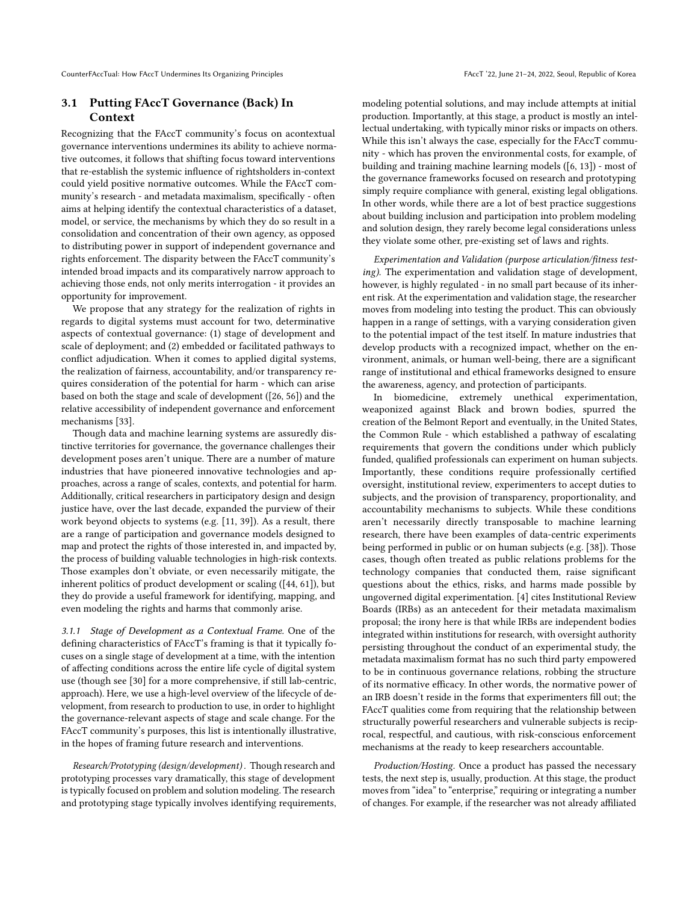### 3.1 Putting FAccT Governance (Back) In Context

Recognizing that the FAccT community's focus on acontextual governance interventions undermines its ability to achieve normative outcomes, it follows that shifting focus toward interventions that re-establish the systemic influence of rightsholders in-context could yield positive normative outcomes. While the FAccT community's research - and metadata maximalism, specifically - often aims at helping identify the contextual characteristics of a dataset, model, or service, the mechanisms by which they do so result in a consolidation and concentration of their own agency, as opposed to distributing power in support of independent governance and rights enforcement. The disparity between the FAccT community's intended broad impacts and its comparatively narrow approach to achieving those ends, not only merits interrogation - it provides an opportunity for improvement.

We propose that any strategy for the realization of rights in regards to digital systems must account for two, determinative aspects of contextual governance: (1) stage of development and scale of deployment; and (2) embedded or facilitated pathways to conflict adjudication. When it comes to applied digital systems, the realization of fairness, accountability, and/or transparency requires consideration of the potential for harm - which can arise based on both the stage and scale of development ([26, 56]) and the relative accessibility of independent governance and enforcement mechanisms [33].

Though data and machine learning systems are assuredly distinctive territories for governance, the governance challenges their development poses aren't unique. There are a number of mature industries that have pioneered innovative technologies and approaches, across a range of scales, contexts, and potential for harm. Additionally, critical researchers in participatory design and design justice have, over the last decade, expanded the purview of their work beyond objects to systems (e.g. [11, 39]). As a result, there are a range of participation and governance models designed to map and protect the rights of those interested in, and impacted by, the process of building valuable technologies in high-risk contexts. Those examples don't obviate, or even necessarily mitigate, the inherent politics of product development or scaling ([44, 61]), but they do provide a useful framework for identifying, mapping, and even modeling the rights and harms that commonly arise.

#### 3.1.1 Stage of Development as a Contextual Frame.

One of the defining characteristics of FAccT's framing is that it typically focuses on a single stage of development at a time, with the intention of affecting conditions across the entire life cycle of digital system use (though see [30] for a more comprehensive, if still lab-centric, approach). Here, we use a high-level overview of the lifecycle of development, from research to production to use, in order to highlight the governance-relevant aspects of stage and scale change. For the FAccT community's purposes, this list is intentionally illustrative, in the hopes of framing future research and interventions.

*Research/Prototyping (design/development).* Though research and prototyping processes vary dramatically, this stage of development is typically focused on problem and solution modeling. The research and prototyping stage typically involves identifying requirements, modeling potential solutions, and may include attempts at initial production. Importantly, at this stage, a product is mostly an intellectual undertaking, with typically minor risks or impacts on others. While this isn't always the case, especially for the FAccT community - which has proven the environmental costs, for example, of building and training machine learning models ([6, 13]) - most of the governance frameworks focused on research and prototyping simply require compliance with general, existing legal obligations. In other words, while there are a lot of best practice suggestions about building inclusion and participation into problem modeling and solution design, they rarely become legal considerations unless they violate some other, pre-existing set of laws and rights.

*Experimentation and Validation (purpose articulation/fitness testing).* The experimentation and validation stage of development, however, is highly regulated - in no small part because of its inherent risk. At the experimentation and validation stage, the researcher moves from modeling into testing the product. This can obviously happen in a range of settings, with a varying consideration given to the potential impact of the test itself. In mature industries that develop products with a recognized impact, whether on the environment, animals, or human well-being, there are a significant range of institutional and ethical frameworks designed to ensure the awareness, agency, and protection of participants.

In biomedicine, extremely unethical experimentation, weaponized against Black and brown bodies, spurred the creation of the Belmont Report and eventually, in the United States, the Common Rule - which established a pathway of escalating requirements that govern the conditions under which publicly funded, qualified professionals can experiment on human subjects. Importantly, these conditions require professionally certified oversight, institutional review, experimenters to accept duties to subjects, and the provision of transparency, proportionality, and accountability mechanisms to subjects. While these conditions aren't necessarily directly transposable to machine learning research, there have been examples of data-centric experiments being performed in public or on human subjects (e.g. [38]). Those cases, though often treated as public relations problems for the technology companies that conducted them, raise significant questions about the ethics, risks, and harms made possible by ungoverned digital experimentation. [4] cites Institutional Review Boards (IRBs) as an antecedent for their metadata maximalism proposal; the irony here is that while IRBs are independent bodies integrated within institutions for research, with oversight authority persisting throughout the conduct of an experimental study, the metadata maximalism format has no such third party empowered to be in continuous governance relations, robbing the structure of its normative efficacy. In other words, the normative power of an IRB doesn't reside in the forms that experimenters fill out; the FAccT qualities come from requiring that the relationship between structurally powerful researchers and vulnerable subjects is reciprocal, respectful, and cautious, with risk-conscious enforcement mechanisms at the ready to keep researchers accountable.

*Production/Hosting.* Once a product has passed the necessary tests, the next step is, usually, production. At this stage, the product moves from "idea" to "enterprise," requiring or integrating a number of changes. For example, if the researcher was not already affiliated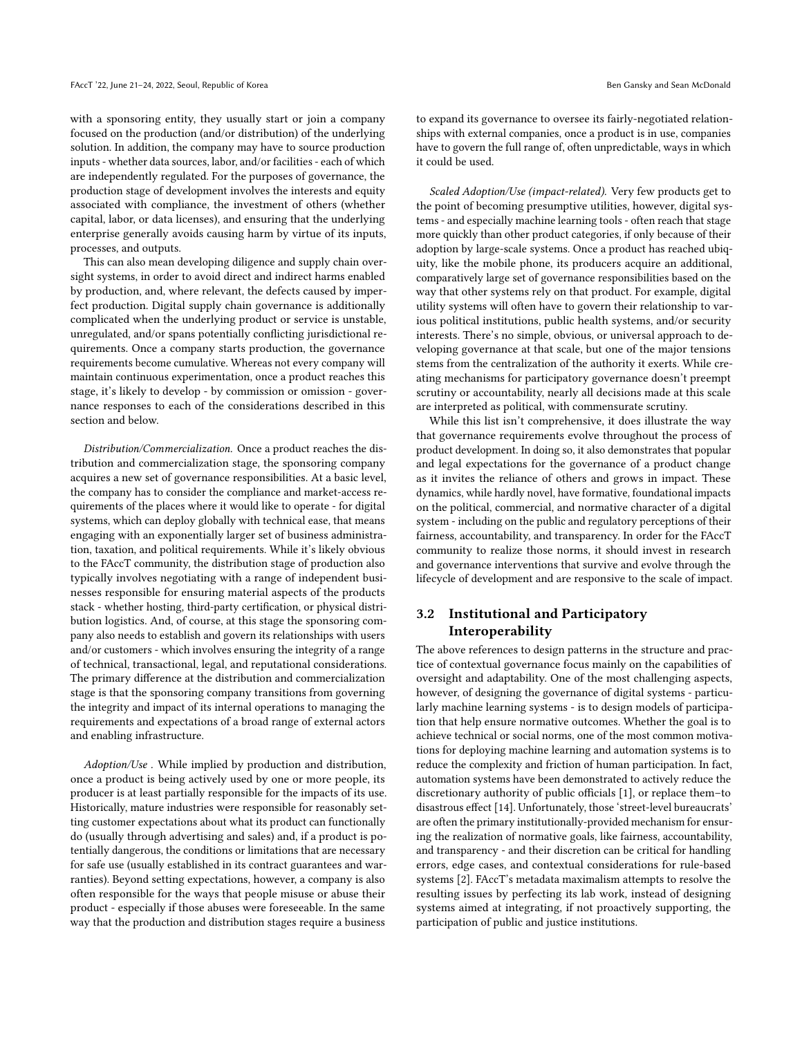with a sponsoring entity, they usually start or join a company focused on the production (and/or distribution) of the underlying solution. In addition, the company may have to source production inputs - whether data sources, labor, and/or facilities - each of which are independently regulated. For the purposes of governance, the production stage of development involves the interests and equity associated with compliance, the investment of others (whether capital, labor, or data licenses), and ensuring that the underlying enterprise generally avoids causing harm by virtue of its inputs, processes, and outputs.

This can also mean developing diligence and supply chain oversight systems, in order to avoid direct and indirect harms enabled by production, and, where relevant, the defects caused by imperfect production. Digital supply chain governance is additionally complicated when the underlying product or service is unstable, unregulated, and/or spans potentially conflicting jurisdictional requirements. Once a company starts production, the governance requirements become cumulative. Whereas not every company will maintain continuous experimentation, once a product reaches this stage, it's likely to develop - by commission or omission - governance responses to each of the considerations described in this section and below.

*Distribution/Commercialization.* Once a product reaches the distribution and commercialization stage, the sponsoring company acquires a new set of governance responsibilities. At a basic level, the company has to consider the compliance and market-access requirements of the places where it would like to operate - for digital systems, which can deploy globally with technical ease, that means engaging with an exponentially larger set of business administration, taxation, and political requirements. While it's likely obvious to the FAccT community, the distribution stage of production also typically involves negotiating with a range of independent businesses responsible for ensuring material aspects of the products stack - whether hosting, third-party certification, or physical distribution logistics. And, of course, at this stage the sponsoring company also needs to establish and govern its relationships with users and/or customers - which involves ensuring the integrity of a range of technical, transactional, legal, and reputational considerations. The primary difference at the distribution and commercialization stage is that the sponsoring company transitions from governing the integrity and impact of its internal operations to managing the requirements and expectations of a broad range of external actors and enabling infrastructure.

*Adoption/Use .* While implied by production and distribution, once a product is being actively used by one or more people, its producer is at least partially responsible for the impacts of its use. Historically, mature industries were responsible for reasonably setting customer expectations about what its product can functionally do (usually through advertising and sales) and, if a product is potentially dangerous, the conditions or limitations that are necessary for safe use (usually established in its contract guarantees and warranties). Beyond setting expectations, however, a company is also often responsible for the ways that people misuse or abuse their product - especially if those abuses were foreseeable. In the same way that the production and distribution stages require a business to expand its governance to oversee its fairly-negotiated relationships with external companies, once a product is in use, companies have to govern the full range of, often unpredictable, ways in which it could be used.

*Scaled Adoption/Use (impact-related).* Very few products get to the point of becoming presumptive utilities, however, digital systems - and especially machine learning tools - often reach that stage more quickly than other product categories, if only because of their adoption by large-scale systems. Once a product has reached ubiquity, like the mobile phone, its producers acquire an additional, comparatively large set of governance responsibilities based on the way that other systems rely on that product. For example, digital utility systems will often have to govern their relationship to various political institutions, public health systems, and/or security interests. There's no simple, obvious, or universal approach to developing governance at that scale, but one of the major tensions stems from the centralization of the authority it exerts. While creating mechanisms for participatory governance doesn't preempt scrutiny or accountability, nearly all decisions made at this scale are interpreted as political, with commensurate scrutiny.

While this list isn't comprehensive, it does illustrate the way that governance requirements evolve throughout the process of product development. In doing so, it also demonstrates that popular and legal expectations for the governance of a product change as it invites the reliance of others and grows in impact. These dynamics, while hardly novel, have formative, foundational impacts on the political, commercial, and normative character of a digital system - including on the public and regulatory perceptions of their fairness, accountability, and transparency. In order for the FAccT community to realize those norms, it should invest in research and governance interventions that survive and evolve through the lifecycle of development and are responsive to the scale of impact.

## 3.2 Institutional and Participatory Interoperability

The above references to design patterns in the structure and practice of contextual governance focus mainly on the capabilities of oversight and adaptability. One of the most challenging aspects, however, of designing the governance of digital systems - particularly machine learning systems - is to design models of participation that help ensure normative outcomes. Whether the goal is to achieve technical or social norms, one of the most common motivations for deploying machine learning and automation systems is to reduce the complexity and friction of human participation. In fact, automation systems have been demonstrated to actively reduce the discretionary authority of public officials [1], or replace them–to disastrous effect [14]. Unfortunately, those 'street-level bureaucrats' are often the primary institutionally-provided mechanism for ensuring the realization of normative goals, like fairness, accountability, and transparency - and their discretion can be critical for handling errors, edge cases, and contextual considerations for rule-based systems [2]. FAccT's metadata maximalism attempts to resolve the resulting issues by perfecting its lab work, instead of designing systems aimed at integrating, if not proactively supporting, the participation of public and justice institutions.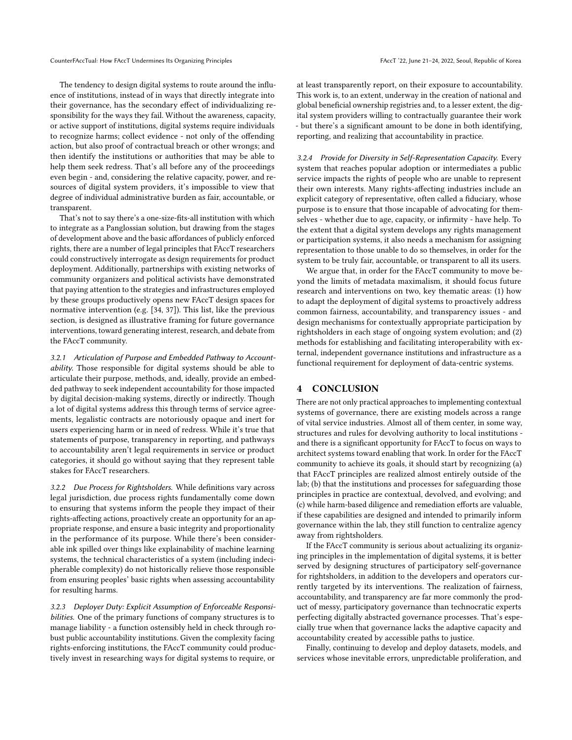The tendency to design digital systems to route around the influence of institutions, instead of in ways that directly integrate into their governance, has the secondary effect of individualizing responsibility for the ways they fail. Without the awareness, capacity, or active support of institutions, digital systems require individuals to recognize harms; collect evidence - not only of the offending action, but also proof of contractual breach or other wrongs; and then identify the institutions or authorities that may be able to help them seek redress. That's all before any of the proceedings even begin - and, considering the relative capacity, power, and resources of digital system providers, it's impossible to view that degree of individual administrative burden as fair, accountable, or transparent.

That's not to say there's a one-size-fits-all institution with which to integrate as a Panglossian solution, but drawing from the stages of development above and the basic affordances of publicly enforced rights, there are a number of legal principles that FAccT researchers could constructively interrogate as design requirements for product deployment. Additionally, partnerships with existing networks of community organizers and political activists have demonstrated that paying attention to the strategies and infrastructures employed by these groups productively opens new FAccT design spaces for normative intervention (e.g. [34, 37]). This list, like the previous section, is designed as illustrative framing for future governance interventions, toward generating interest, research, and debate from the FAccT community.

#### 3.2.1 Articulation of Purpose and Embedded Pathway to Accountability.

Those responsible for digital systems should be able to articulate their purpose, methods, and, ideally, provide an embedded pathway to seek independent accountability for those impacted by digital decision-making systems, directly or indirectly. Though a lot of digital systems address this through terms of service agreements, legalistic contracts are notoriously opaque and inert for users experiencing harm or in need of redress. While it's true that statements of purpose, transparency in reporting, and pathways to accountability aren't legal requirements in service or product categories, it should go without saying that they represent table stakes for FAccT researchers.

#### 3.2.2 Due Process for Rightsholders.

While definitions vary across legal jurisdiction, due process rights fundamentally come down to ensuring that systems inform the people they impact of their rights-affecting actions, proactively create an opportunity for an appropriate response, and ensure a basic integrity and proportionality in the performance of its purpose. While there's been considerable ink spilled over things like explainability of machine learning systems, the technical characteristics of a system (including indecipherable complexity) do not historically relieve those responsible from ensuring peoples' basic rights when assessing accountability for resulting harms.

#### 3.2.3 Deployer Duty: Explicit Assumption of Enforceable Responsibilities.

One of the primary functions of company structures is to manage liability - a function ostensibly held in check through robust public accountability institutions. Given the complexity facing rights-enforcing institutions, the FAccT community could productively invest in researching ways for digital systems to require, or at least transparently report, on their exposure to accountability. This work is, to an extent, underway in the creation of national and global beneficial ownership registries and, to a lesser extent, the digital system providers willing to contractually guarantee their work - but there's a significant amount to be done in both identifying, reporting, and realizing that accountability in practice.

#### 3.2.4 Provide for Diversity in Self-Representation Capacity.

Every system that reaches popular adoption or intermediates a public service impacts the rights of people who are unable to represent their own interests. Many rights-affecting industries include an explicit category of representative, often called a fiduciary, whose purpose is to ensure that those incapable of advocating for themselves - whether due to age, capacity, or infirmity - have help. To the extent that a digital system develops any rights management or participation systems, it also needs a mechanism for assigning representation to those unable to do so themselves, in order for the system to be truly fair, accountable, or transparent to all its users.

We argue that, in order for the FAccT community to move beyond the limits of metadata maximalism, it should focus future research and interventions on two, key thematic areas: (1) how to adapt the deployment of digital systems to proactively address common fairness, accountability, and transparency issues - and design mechanisms for contextually appropriate participation by rightsholders in each stage of ongoing system evolution; and (2) methods for establishing and facilitating interoperability with external, independent governance institutions and infrastructure as a functional requirement for deployment of data-centric systems.

## 4 CONCLUSION

There are not only practical approaches to implementing contextual systems of governance, there are existing models across a range of vital service industries. Almost all of them center, in some way, structures and rules for devolving authority to local institutions - and there is a significant opportunity for FAccT to focus on ways to architect systems toward enabling that work. In order for the FAccT community to achieve its goals, it should start by recognizing (a) that FAccT principles are realized almost entirely outside of the lab; (b) that the institutions and processes for safeguarding those principles in practice are contextual, devolved, and evolving; and (c) while harm-based diligence and remediation efforts are valuable, if these capabilities are designed and intended to primarily inform governance within the lab, they still function to centralize agency away from rightsholders.

If the FAccT community is serious about actualizing its organizing principles in the implementation of digital systems, it is better served by designing structures of participatory self-governance for rightsholders, in addition to the developers and operators currently targeted by its interventions. The realization of fairness, accountability, and transparency are far more commonly the product of messy, participatory governance than technocratic experts perfecting digitally abstracted governance processes. That's especially true when that governance lacks the adaptive capacity and accountability created by accessible paths to justice.

Finally, continuing to develop and deploy datasets, models, and services whose inevitable errors, unpredictable proliferation, and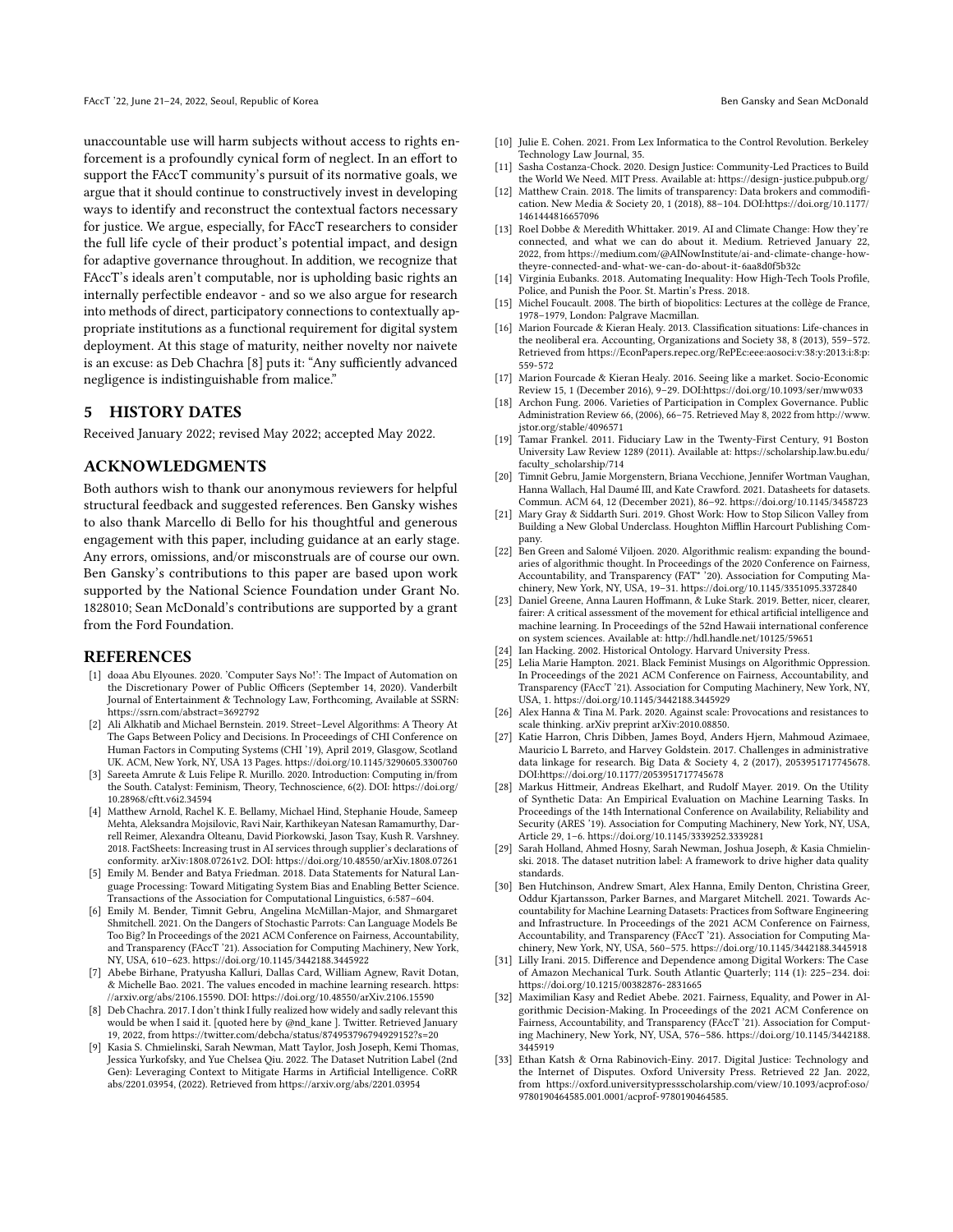unaccountable use will harm subjects without access to rights enforcement is a profoundly cynical form of neglect. In an effort to support the FAccT community's pursuit of its normative goals, we argue that it should continue to constructively invest in developing ways to identify and reconstruct the contextual factors necessary for justice. We argue, especially, for FAccT researchers to consider the full life cycle of their product's potential impact, and design for adaptive governance throughout. In addition, we recognize that FAccT's ideals aren't computable, nor is upholding basic rights an internally perfectible endeavor - and so we also argue for research into methods of direct, participatory connections to contextually appropriate institutions as a functional requirement for digital system deployment. At this stage of maturity, neither novelty nor naivete is an excuse: as Deb Chachra [8] puts it: "Any sufficiently advanced negligence is indistinguishable from malice."

## 5 HISTORY DATES

Received January 2022; revised May 2022; accepted May 2022.

## ACKNOWLEDGMENTS

Both authors wish to thank our anonymous reviewers for helpful structural feedback and suggested references. Ben Gansky wishes to also thank Marcello di Bello for his thoughtful and generous engagement with this paper, including guidance at an early stage. Any errors, omissions, and/or misconstruals are of course our own. Ben Gansky's contributions to this paper are based upon work supported by the National Science Foundation under Grant No. 1828010; Sean McDonald's contributions are supported by a grant from the Ford Foundation.

## REFERENCES

- [1] doaa Abu Elyounes. 2020. 'Computer Says No!': The Impact of Automation on the Discretionary Power of Public Officers (September 14, 2020). Vanderbilt Journal of Entertainment & Technology Law, Forthcoming, Available at SSRN: https://ssrn.com/abstract=3692792
- [2] Ali Alkhatib and Michael Bernstein. 2019. Street–Level Algorithms: A Theory At The Gaps Between Policy and Decisions. In Proceedings of CHI Conference on Human Factors in Computing Systems (CHI '19), April 2019, Glasgow, Scotland UK. ACM, New York, NY, USA 13 Pages. https://doi.org/10.1145/3290605.3300760
- [3] Sareeta Amrute & Luis Felipe R. Murillo. 2020. Introduction: Computing in/from the South. Catalyst: Feminism, Theory, Technoscience, 6(2). DOI: https://doi.org/10.28968/cftt.v6i2.34594
- [4] Matthew Arnold, Rachel K. E. Bellamy, Michael Hind, Stephanie Houde, Sameep Mehta, Aleksandra Mojsilovic, Ravi Nair, Karthikeyan Natesan Ramamurthy, Darrell Reimer, Alexandra Olteanu, David Piorkowski, Jason Tsay, Kush R. Varshney. 2018. FactSheets: Increasing trust in AI services through supplier's declarations of conformity. arXiv:1808.07261v2. DOI: https://doi.org/10.48550/arXiv.1808.07261
- [5] Emily M. Bender and Batya Friedman. 2018. Data Statements for Natural Language Processing: Toward Mitigating System Bias and Enabling Better Science. Transactions of the Association for Computational Linguistics, 6:587–604.
- [6] Emily M. Bender, Timnit Gebru, Angelina McMillan-Major, and Shmargaret Shmitchell. 2021. On the Dangers of Stochastic Parrots: Can Language Models Be Too Big? In Proceedings of the 2021 ACM Conference on Fairness, Accountability, and Transparency (FAccT '21). Association for Computing Machinery, New York, NY, USA, 610–623. https://doi.org/10.1145/3442188.3445922
- [7] Abebe Birhane, Pratyusha Kalluri, Dallas Card, William Agnew, Ravit Dotan, & Michelle Bao. 2021. The values encoded in machine learning research. https://arxiv.org/abs/2106.15590. DOI: https://doi.org/10.48550/arXiv.2106.15590
- [8] Deb Chachra. 2017. I don't think I fully realized how widely and sadly relevant this would be when I said it. [quoted here by @nd_kane ]. Twitter. Retrieved January 19, 2022, from https://twitter.com/debcha/status/874953796794929152?s=20
- [9] Kasia S. Chmielinski, Sarah Newman, Matt Taylor, Josh Joseph, Kemi Thomas, Jessica Yurkofsky, and Yue Chelsea Qiu. 2022. The Dataset Nutrition Label (2nd Gen): Leveraging Context to Mitigate Harms in Artificial Intelligence. CoRR abs/2201.03954, (2022). Retrieved from https://arxiv.org/abs/2201.03954
- [10] Julie E. Cohen. 2021. From Lex Informatica to the Control Revolution. Berkeley Technology Law Journal, 35.
- [11] Sasha Costanza-Chock. 2020. Design Justice: Community-Led Practices to Build the World We Need. MIT Press. Available at: https://design-justice.pubpub.org/
- [12] Matthew Crain. 2018. The limits of transparency: Data brokers and commodification. New Media & Society 20, 1 (2018), 88–104. DOI:https://doi.org/10.1177/1461444816657096
- [13] Roel Dobbe & Meredith Whittaker. 2019. AI and Climate Change: How they're connected, and what we can do about it. Medium. Retrieved January 22, 2022, from https://medium.com/@AINowInstitute/ai-and-climate-change-how-theyre-connected-and-what-we-can-do-about-it-6aa8d0f5b32c
- [14] Virginia Eubanks. 2018. Automating Inequality: How High-Tech Tools Profile, Police, and Punish the Poor. St. Martin's Press. 2018.
- [15] Michel Foucault. 2008. The birth of biopolitics: Lectures at the collège de France, 1978–1979, London: Palgrave Macmillan.
- [16] Marion Fourcade & Kieran Healy. 2013. Classification situations: Life-chances in the neoliberal era. Accounting, Organizations and Society 38, 8 (2013), 559–572. Retrieved from https://EconPapers.repec.org/RePEc:eee:aosoci:v:38:y:2013:i:8:p:559-572
- [17] Marion Fourcade & Kieran Healy. 2016. Seeing like a market. Socio-Economic Review 15, 1 (December 2016), 9–29. DOI:https://doi.org/10.1093/ser/mww033
- [18] Archon Fung. 2006. Varieties of Participation in Complex Governance. Public Administration Review 66, (2006), 66–75. Retrieved May 8, 2022 from http://www.jstor.org/stable/4096571
- [19] Tamar Frankel. 2011. Fiduciary Law in the Twenty-First Century, 91 Boston University Law Review 1289 (2011). Available at: https://scholarship.law.bu.edu/faculty_scholarship/714
- [20] Timnit Gebru, Jamie Morgenstern, Briana Vecchione, Jennifer Wortman Vaughan, Hanna Wallach, Hal Daumé III, and Kate Crawford. 2021. Datasheets for datasets. Commun. ACM 64, 12 (December 2021), 86–92. https://doi.org/10.1145/3458723
- [21] Mary Gray & Siddarth Suri. 2019. Ghost Work: How to Stop Silicon Valley from Building a New Global Underclass. Houghton Mifflin Harcourt Publishing Company.
- [22] Ben Green and Salomé Viljoen. 2020. Algorithmic realism: expanding the boundaries of algorithmic thought. In Proceedings of the 2020 Conference on Fairness, Accountability, and Transparency (FAT* '20). Association for Computing Machinery, New York, NY, USA, 19–31. https://doi.org/10.1145/3351095.3372840
- [23] Daniel Greene, Anna Lauren Hoffmann, & Luke Stark. 2019. Better, nicer, clearer, fairer: A critical assessment of the movement for ethical artificial intelligence and machine learning. In Proceedings of the 52nd Hawaii international conference on system sciences. Available at: http://hdl.handle.net/10125/59651
- [24] Ian Hacking. 2002. Historical Ontology. Harvard University Press.
- [25] Lelia Marie Hampton. 2021. Black Feminist Musings on Algorithmic Oppression. In Proceedings of the 2021 ACM Conference on Fairness, Accountability, and Transparency (FAccT '21). Association for Computing Machinery, New York, NY, USA, 1. https://doi.org/10.1145/3442188.3445929
- [26] Alex Hanna & Tina M. Park. 2020. Against scale: Provocations and resistances to scale thinking. arXiv preprint arXiv:2010.08850.
- [27] Katie Harron, Chris Dibben, James Boyd, Anders Hjern, Mahmoud Azimaee, Mauricio L Barreto, and Harvey Goldstein. 2017. Challenges in administrative data linkage for research. Big Data & Society 4, 2 (2017), 2053951717745678. DOI:https://doi.org/10.1177/2053951717745678
- [28] Markus Hittmeir, Andreas Ekelhart, and Rudolf Mayer. 2019. On the Utility of Synthetic Data: An Empirical Evaluation on Machine Learning Tasks. In Proceedings of the 14th International Conference on Availability, Reliability and Security (ARES '19). Association for Computing Machinery, New York, NY, USA, Article 29, 1–6. https://doi.org/10.1145/3339252.3339281
- [29] Sarah Holland, Ahmed Hosny, Sarah Newman, Joshua Joseph, & Kasia Chmielinski. 2018. The dataset nutrition label: A framework to drive higher data quality standards.
- [30] Ben Hutchinson, Andrew Smart, Alex Hanna, Emily Denton, Christina Greer, Oddur Kjartansson, Parker Barnes, and Margaret Mitchell. 2021. Towards Accountability for Machine Learning Datasets: Practices from Software Engineering and Infrastructure. In Proceedings of the 2021 ACM Conference on Fairness, Accountability, and Transparency (FAccT '21). Association for Computing Machinery, New York, NY, USA, 560–575. https://doi.org/10.1145/3442188.3445918
- [31] Lilly Irani. 2015. Difference and Dependence among Digital Workers: The Case of Amazon Mechanical Turk. South Atlantic Quarterly; 114 (1): 225–234. doi: https://doi.org/10.1215/00382876-2831665
- [32] Maximilian Kasy and Rediet Abebe. 2021. Fairness, Equality, and Power in Algorithmic Decision-Making. In Proceedings of the 2021 ACM Conference on Fairness, Accountability, and Transparency (FAccT '21). Association for Computing Machinery, New York, NY, USA, 576–586. https://doi.org/10.1145/3442188.3445919
- [33] Ethan Katsh & Orna Rabinovich-Einy. 2017. Digital Justice: Technology and the Internet of Disputes. Oxford University Press. Retrieved 22 Jan. 2022, from https://oxford.universitypressscholarship.com/view/10.1093/acprof:oso/9780190464585.001.0001/acprof-9780190464585.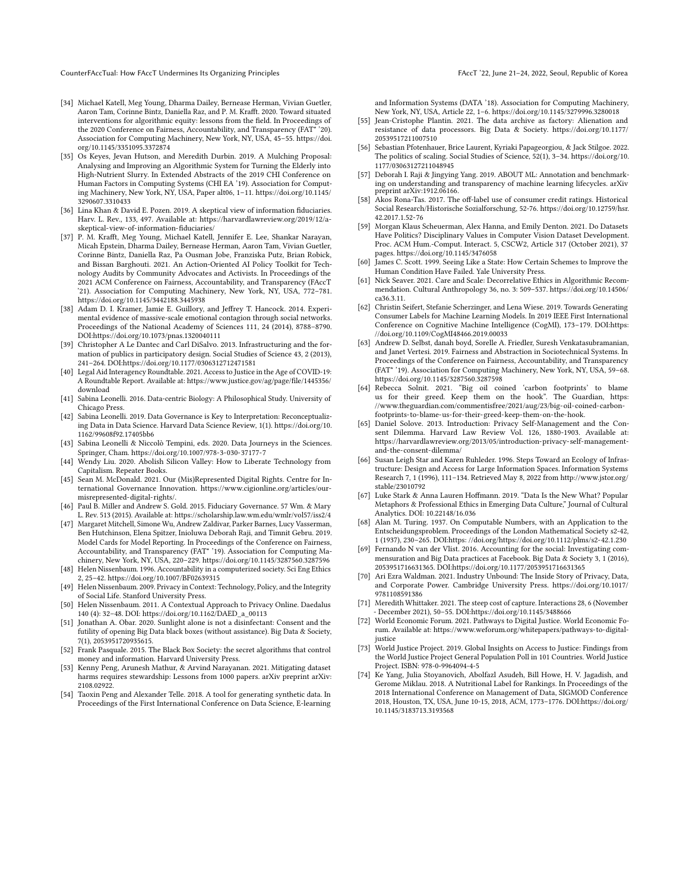[34] Michael Katell, Meg Young, Dharma Dailey, Bernease Herman, Vivian Guetler, Aaron Tam, Corinne Bintz, Daniella Raz, and P. M. Krafft. 2020. Toward situated interventions for algorithmic equity: lessons from the field. In Proceedings of the 2020 Conference on Fairness, Accountability, and Transparency (FAT* '20). Association for Computing Machinery, New York, NY, USA, 45–55. https://doi.org/10.1145/3351095.3372874

[35] Os Keyes, Jevan Hutson, and Meredith Durbin. 2019. A Mulching Proposal: Analysing and Improving an Algorithmic System for Turning the Elderly into High-Nutrient Slurry. In Extended Abstracts of the 2019 CHI Conference on Human Factors in Computing Systems (CHI EA '19). Association for Computing Machinery, New York, NY, USA, Paper alt06, 1–11. https://doi.org/10.1145/3290607.3310433

[36] Lina Khan & David E. Pozen. 2019. A skeptical view of information fiduciaries. Harv. L. Rev., 133, 497. Available at: https://harvardlawreview.org/2019/12/a-skeptical-view-of-information-fiduciaries/

[37] P. M. Krafft, Meg Young, Michael Katell, Jennifer E. Lee, Shankar Narayan, Micah Epstein, Dharma Dailey, Bernease Herman, Aaron Tam, Vivian Guetler, Corinne Bintz, Daniella Raz, Pa Ousman Jobe, Franziska Putz, Brian Robick, and Bissan Barghouti. 2021. An Action-Oriented AI Policy Toolkit for Technology Audits by Community Advocates and Activists. In Proceedings of the 2021 ACM Conference on Fairness, Accountability, and Transparency (FAccT '21). Association for Computing Machinery, New York, NY, USA, 772–781. https://doi.org/10.1145/3442188.3445938

[38] Adam D. I. Kramer, Jamie E. Guillory, and Jeffrey T. Hancock. 2014. Experimental evidence of massive-scale emotional contagion through social networks. Proceedings of the National Academy of Sciences 111, 24 (2014), 8788–8790. DOI:https://doi.org/10.1073/pnas.1320040111

[39] Christopher A Le Dantec and Carl DiSalvo. 2013. Infrastructuring and the formation of publics in participatory design. Social Studies of Science 43, 2 (2013), 241–264. DOI:https://doi.org/10.1177/0306312712471581

[40] Legal Aid Interagency Roundtable. 2021. Access to Justice in the Age of COVID-19: A Roundtable Report. Available at: https://www.justice.gov/ag/page/file/1445356/download

[41] Sabina Leonelli. 2016. Data-centric Biology: A Philosophical Study. University of Chicago Press.

[42] Sabina Leonelli. 2019. Data Governance is Key to Interpretation: Reconceptualizing Data in Data Science. Harvard Data Science Review, 1(1). https://doi.org/10.1162/99608f92.17405bb6

[43] Sabina Leonelli & Niccolò Tempini, eds. 2020. Data Journeys in the Sciences. Springer, Cham. https://doi.org/10.1007/978-3-030-37177-7

[44] Wendy Liu. 2020. Abolish Silicon Valley: How to Liberate Technology from Capitalism. Repeater Books.

[45] Sean M. McDonald. 2021. Our (Mis)Represented Digital Rights. Centre for International Governance Innovation. https://www.cigionline.org/articles/our-misrepresented-digital-rights/.

[46] Paul B. Miller and Andrew S. Gold. 2015. Fiduciary Governance. 57 Wm. & Mary L. Rev. 513 (2015). Available at: https://scholarship.law.wm.edu/wmlr/vol57/iss2/4

[47] Margaret Mitchell, Simone Wu, Andrew Zaldivar, Parker Barnes, Lucy Vasserman, Ben Hutchinson, Elena Spitzer, Inioluwa Deborah Raji, and Timnit Gebru. 2019. Model Cards for Model Reporting. In Proceedings of the Conference on Fairness, Accountability, and Transparency (FAT* '19). Association for Computing Machinery, New York, NY, USA, 220–229. https://doi.org/10.1145/3287560.3287596

[48] Helen Nissenbaum. 1996. Accountability in a computerized society. Sci Eng Ethics 2, 25–42. https://doi.org/10.1007/BF02639315

[49] Helen Nissenbaum. 2009. Privacy in Context: Technology, Policy, and the Integrity of Social Life. Stanford University Press.

[50] Helen Nissenbaum. 2011. A Contextual Approach to Privacy Online. Daedalus 140 (4): 32–48. DOI: https://doi.org/10.1162/DAED_a_00113

[51] Jonathan A. Obar. 2020. Sunlight alone is not a disinfectant: Consent and the futility of opening Big Data black boxes (without assistance). Big Data & Society, 7(1), 2053951720935615.

[52] Frank Pasquale. 2015. The Black Box Society: the secret algorithms that control money and information. Harvard University Press.

[53] Kenny Peng, Arunesh Mathur, & Arvind Narayanan. 2021. Mitigating dataset harms requires stewardship: Lessons from 1000 papers. arXiv preprint arXiv: 2108.02922.

[54] Taoxin Peng and Alexander Telle. 2018. A tool for generating synthetic data. In Proceedings of the First International Conference on Data Science, E-learning and Information Systems (DATA '18). Association for Computing Machinery, New York, NY, USA, Article 22, 1–6. https://doi.org/10.1145/3279996.3280018

[55] Jean-Cristophe Plantin. 2021. The data archive as factory: Alienation and resistance of data processors. Big Data & Society. https://doi.org/10.1177/20539517211007510

[56] Sebastian Pfotenhauer, Brice Laurent, Kyriaki Papageorgiou, & Jack Stilgoe. 2022. The politics of scaling. Social Studies of Science, 52(1), 3–34. https://doi.org/10.1177/03063127211048945

[57] Deborah I. Raji & Jingying Yang. 2019. ABOUT ML: Annotation and benchmarking on understanding and transparency of machine learning lifecycles. arXiv preprint arXiv:1912.06166.

[58] Akos Rona-Tas. 2017. The off-label use of consumer credit ratings. Historical Social Research/Historische Sozialforschung, 52-76. https://doi.org/10.12759/hsr.42.2017.1.52-76

[59] Morgan Klaus Scheuerman, Alex Hanna, and Emily Denton. 2021. Do Datasets Have Politics? Disciplinary Values in Computer Vision Dataset Development. Proc. ACM Hum.-Comput. Interact. 5, CSCW2, Article 317 (October 2021), 37 pages. https://doi.org/10.1145/3476058

[60] James C. Scott. 1999. Seeing Like a State: How Certain Schemes to Improve the Human Condition Have Failed. Yale University Press.

[61] Nick Seaver. 2021. Care and Scale: Decorrelative Ethics in Algorithmic Recommendation. Cultural Anthropology 36, no. 3: 509–537. https://doi.org/10.14506/ca36.3.11.

[62] Christin Seifert, Stefanie Scherzinger, and Lena Wiese. 2019. Towards Generating Consumer Labels for Machine Learning Models. In 2019 IEEE First International Conference on Cognitive Machine Intelligence (CogMI), 173–179. DOI:https://doi.org/10.1109/CogMI48466.2019.00033

[63] Andrew D. Selbst, danah boyd, Sorelle A. Friedler, Suresh Venkatasubramanian, and Janet Vertesi. 2019. Fairness and Abstraction in Sociotechnical Systems. In Proceedings of the Conference on Fairness, Accountability, and Transparency (FAT* '19). Association for Computing Machinery, New York, NY, USA, 59–68. https://doi.org/10.1145/3287560.3287598

[64] Rebecca Solnit. 2021. "Big oil coined 'carbon footprints' to blame us for their greed. Keep them on the hook". The Guardian, https://www.theguardian.com/commentisfree/2021/aug/23/big-oil-coined-carbon-footprints-to-blame-us-for-their-greed-keep-them-on-the-hook.

[65] Daniel Solove. 2013. Introduction: Privacy Self-Management and the Consent Dilemma. Harvard Law Review Vol. 126, 1880-1903. Available at: https://harvardlawreview.org/2013/05/introduction-privacy-self-management-and-the-consent-dilemma/

[66] Susan Leigh Star and Karen Ruhleder. 1996. Steps Toward an Ecology of Infrastructure: Design and Access for Large Information Spaces. Information Systems Research 7, 1 (1996), 111–134. Retrieved May 8, 2022 from http://www.jstor.org/stable/23010792

[67] Luke Stark & Anna Lauren Hoffmann. 2019. "Data Is the New What? Popular Metaphors & Professional Ethics in Emerging Data Culture," Journal of Cultural Analytics. DOI: 10.22148/16.036

[68] Alan M. Turing. 1937. On Computable Numbers, with an Application to the Entscheidungsproblem. Proceedings of the London Mathematical Society s2-42, 1 (1937), 230–265. DOI:https: //doi.org/https://doi.org/10.1112/plms/s2-42.1.230

[69] Fernando N van der Vlist. 2016. Accounting for the social: Investigating commensuration and Big Data practices at Facebook. Big Data & Society 3, 1 (2016), 2053951716631365. DOI:https://doi.org/10.1177/2053951716631365

[70] Ari Ezra Waldman. 2021. Industry Unbound: The Inside Story of Privacy, Data, and Corporate Power. Cambridge University Press. https://doi.org/10.1017/9781108591386

[71] Meredith Whittaker. 2021. The steep cost of capture. Interactions 28, 6 (November - December 2021), 50–55. DOI:https://doi.org/10.1145/3488666

[72] World Economic Forum. 2021. Pathways to Digital Justice. World Economic Forum. Available at: https://www.weforum.org/whitepapers/pathways-to-digital-justice

[73] World Justice Project. 2019. Global Insights on Access to Justice: Findings from the World Justice Project General Population Poll in 101 Countries. World Justice Project. ISBN: 978-0-9964094-4-5

[74] Ke Yang, Julia Stoyanovich, Abolfazl Asudeh, Bill Howe, H. V. Jagadish, and Gerome Miklau. 2018. A Nutritional Label for Rankings. In Proceedings of the 2018 International Conference on Management of Data, SIGMOD Conference 2018, Houston, TX, USA, June 10-15, 2018, ACM, 1773–1776. DOI:https://doi.org/10.1145/3183713.3193568